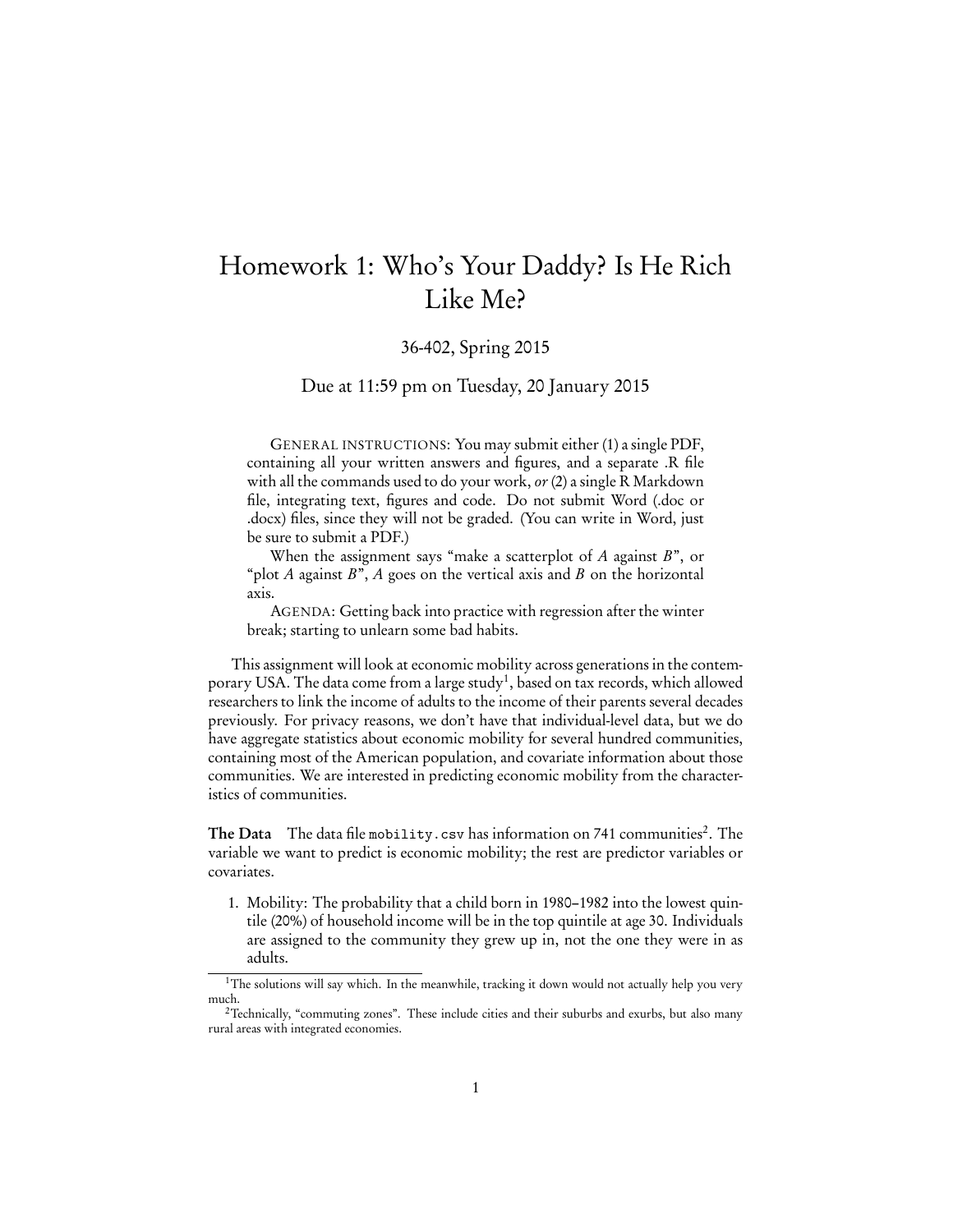# Homework 1: Who's Your Daddy? Is He Rich Like Me?

36-402, Spring 2015

Due at 11:59 pm on Tuesday, 20 January 2015

GENERAL INSTRUCTIONS: You may submit either (1) a single PDF, containing all your written answers and figures, and a separate .R file with all the commands used to do your work, *or* (2) a single R Markdown file, integrating text, figures and code. Do not submit Word (.doc or .docx) files, since they will not be graded. (You can write in Word, just be sure to submit a PDF.)

When the assignment says "make a scatterplot of *A* against *B*", or "plot *A* against *B*", *A* goes on the vertical axis and *B* on the horizontal axis.

AGENDA: Getting back into practice with regression after the winter break; starting to unlearn some bad habits.

This assignment will look at economic mobility across generations in the contemporary USA. The data come from a large study[1], based on tax records, which allowed researchers to link the income of adults to the income of their parents several decades previously. For privacy reasons, we don't have that individual-level data, but we do have aggregate statistics about economic mobility for several hundred communities, containing most of the American population, and covariate information about those communities. We are interested in predicting economic mobility from the characteristics of communities.

**The Data** The data file `mobility.csv` has information on 741 communities[2]. The variable we want to predict is economic mobility; the rest are predictor variables or covariates.

1. Mobility: The probability that a child born in 1980–1982 into the lowest quintile (20%) of household income will be in the top quintile at age 30. Individuals are assigned to the community they grew up in, not the one they were in as adults.

[1] The solutions will say which. In the meanwhile, tracking it down would not actually help you very much.

[2] Technically, "commuting zones". These include cities and their suburbs and exurbs, but also many rural areas with integrated economies.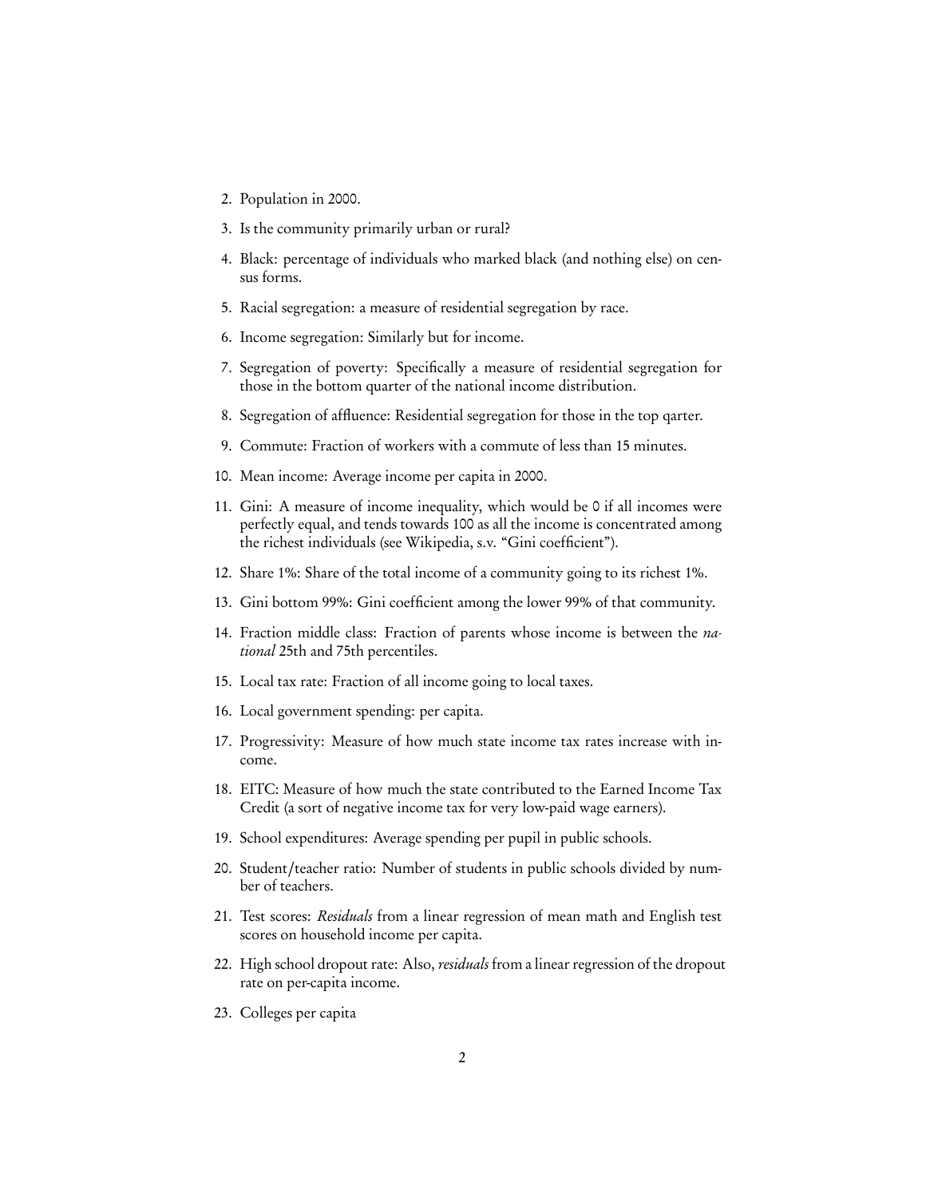2. Population in 2000.

3. Is the community primarily urban or rural?

4. Black: percentage of individuals who marked black (and nothing else) on census forms.

5. Racial segregation: a measure of residential segregation by race.

6. Income segregation: Similarly but for income.

7. Segregation of poverty: Specifically a measure of residential segregation for those in the bottom quarter of the national income distribution.

8. Segregation of affluence: Residential segregation for those in the top qarter.

9. Commute: Fraction of workers with a commute of less than 15 minutes.

10. Mean income: Average income per capita in 2000.

11. Gini: A measure of income inequality, which would be 0 if all incomes were perfectly equal, and tends towards 100 as all the income is concentrated among the richest individuals (see Wikipedia, s.v. "Gini coefficient").

12. Share 1%: Share of the total income of a community going to its richest 1%.

13. Gini bottom 99%: Gini coefficient among the lower 99% of that community.

14. Fraction middle class: Fraction of parents whose income is between the *national* 25th and 75th percentiles.

15. Local tax rate: Fraction of all income going to local taxes.

16. Local government spending: per capita.

17. Progressivity: Measure of how much state income tax rates increase with income.

18. EITC: Measure of how much the state contributed to the Earned Income Tax Credit (a sort of negative income tax for very low-paid wage earners).

19. School expenditures: Average spending per pupil in public schools.

20. Student/teacher ratio: Number of students in public schools divided by number of teachers.

21. Test scores: *Residuals* from a linear regression of mean math and English test scores on household income per capita.

22. High school dropout rate: Also, *residuals* from a linear regression of the dropout rate on per-capita income.

23. Colleges per capita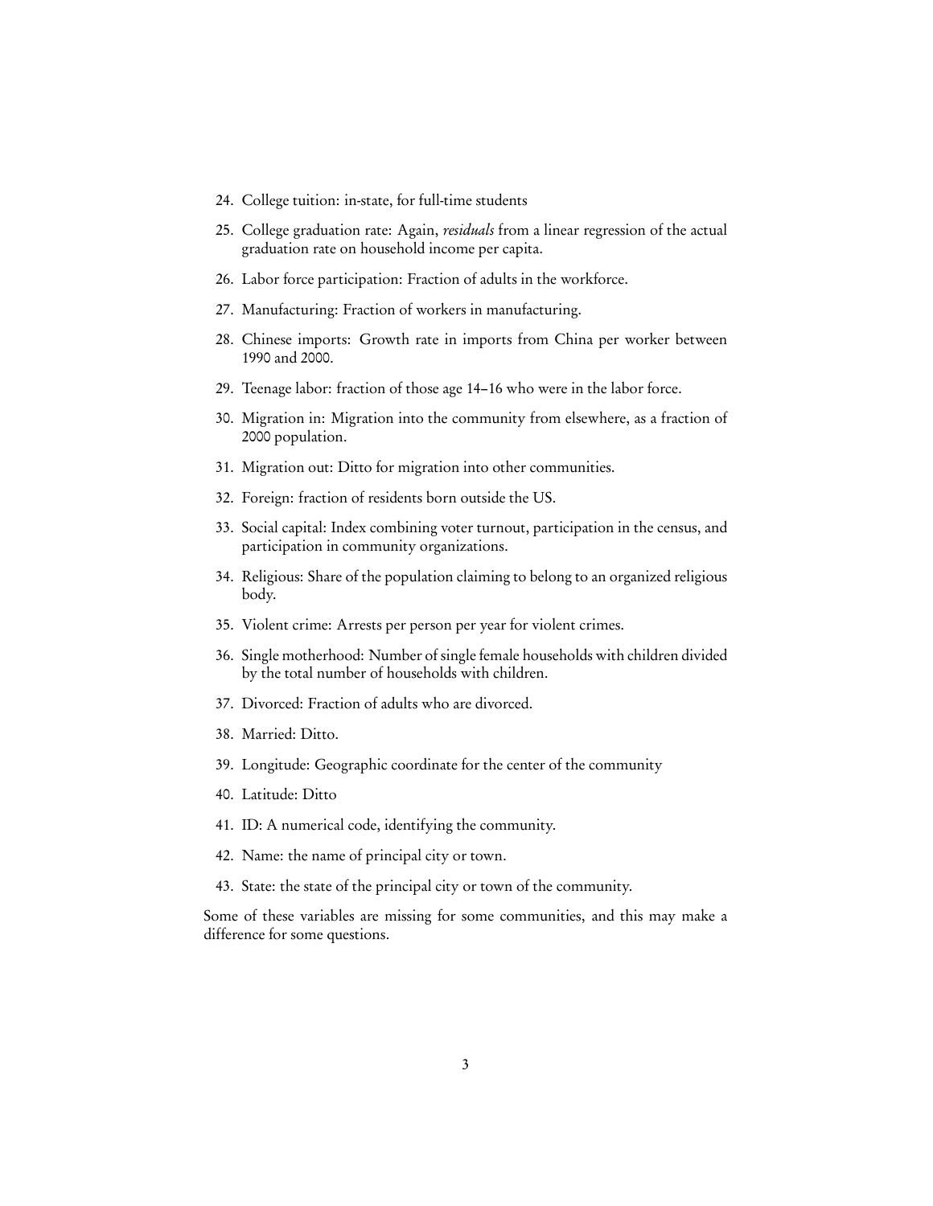24. College tuition: in-state, for full-time students
25. College graduation rate: Again, *residuals* from a linear regression of the actual graduation rate on household income per capita.
26. Labor force participation: Fraction of adults in the workforce.
27. Manufacturing: Fraction of workers in manufacturing.
28. Chinese imports: Growth rate in imports from China per worker between 1990 and 2000.
29. Teenage labor: fraction of those age 14–16 who were in the labor force.
30. Migration in: Migration into the community from elsewhere, as a fraction of 2000 population.
31. Migration out: Ditto for migration into other communities.
32. Foreign: fraction of residents born outside the US.
33. Social capital: Index combining voter turnout, participation in the census, and participation in community organizations.
34. Religious: Share of the population claiming to belong to an organized religious body.
35. Violent crime: Arrests per person per year for violent crimes.
36. Single motherhood: Number of single female households with children divided by the total number of households with children.
37. Divorced: Fraction of adults who are divorced.
38. Married: Ditto.
39. Longitude: Geographic coordinate for the center of the community
40. Latitude: Ditto
41. ID: A numerical code, identifying the community.
42. Name: the name of principal city or town.
43. State: the state of the principal city or town of the community.

Some of these variables are missing for some communities, and this may make a difference for some questions.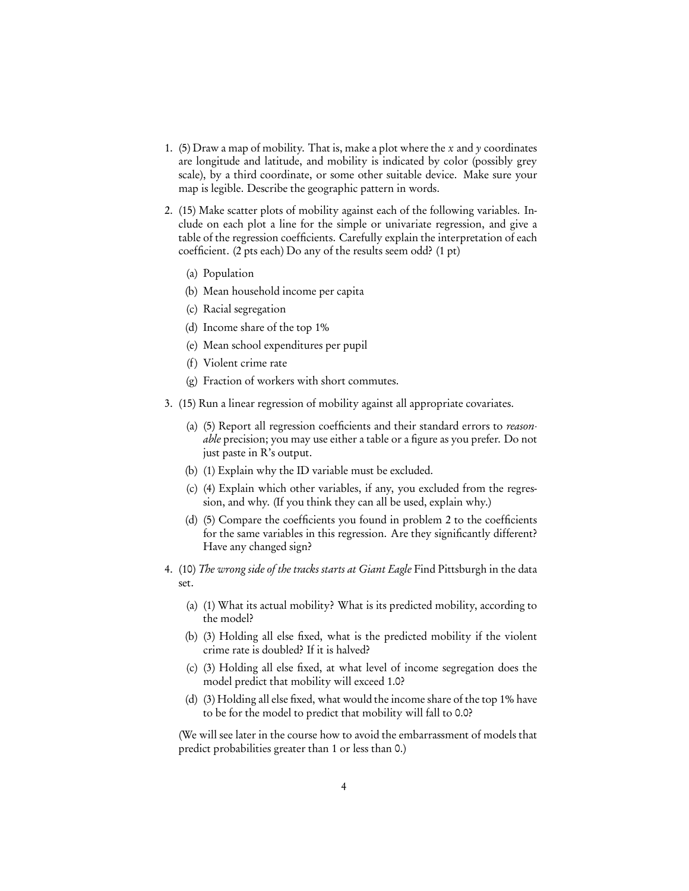1. (5) Draw a map of mobility. That is, make a plot where the $x$ and $y$ coordinates are longitude and latitude, and mobility is indicated by color (possibly grey scale), by a third coordinate, or some other suitable device. Make sure your map is legible. Describe the geographic pattern in words.

2. (15) Make scatter plots of mobility against each of the following variables. Include on each plot a line for the simple or univariate regression, and give a table of the regression coefficients. Carefully explain the interpretation of each coefficient. (2 pts each) Do any of the results seem odd? (1 pt)

   (a) Population

   (b) Mean household income per capita

   (c) Racial segregation

   (d) Income share of the top 1%

   (e) Mean school expenditures per pupil

   (f) Violent crime rate

   (g) Fraction of workers with short commutes.

3. (15) Run a linear regression of mobility against all appropriate covariates.

   (a) (5) Report all regression coefficients and their standard errors to *reasonable* precision; you may use either a table or a figure as you prefer. Do not just paste in R's output.

   (b) (1) Explain why the ID variable must be excluded.

   (c) (4) Explain which other variables, if any, you excluded from the regression, and why. (If you think they can all be used, explain why.)

   (d) (5) Compare the coefficients you found in problem 2 to the coefficients for the same variables in this regression. Are they significantly different? Have any changed sign?

4. (10) *The wrong side of the tracks starts at Giant Eagle* Find Pittsburgh in the data set.

   (a) (1) What its actual mobility? What is its predicted mobility, according to the model?

   (b) (3) Holding all else fixed, what is the predicted mobility if the violent crime rate is doubled? If it is halved?

   (c) (3) Holding all else fixed, at what level of income segregation does the model predict that mobility will exceed 1.0?

   (d) (3) Holding all else fixed, what would the income share of the top 1% have to be for the model to predict that mobility will fall to 0.0?

(We will see later in the course how to avoid the embarrassment of models that predict probabilities greater than 1 or less than 0.)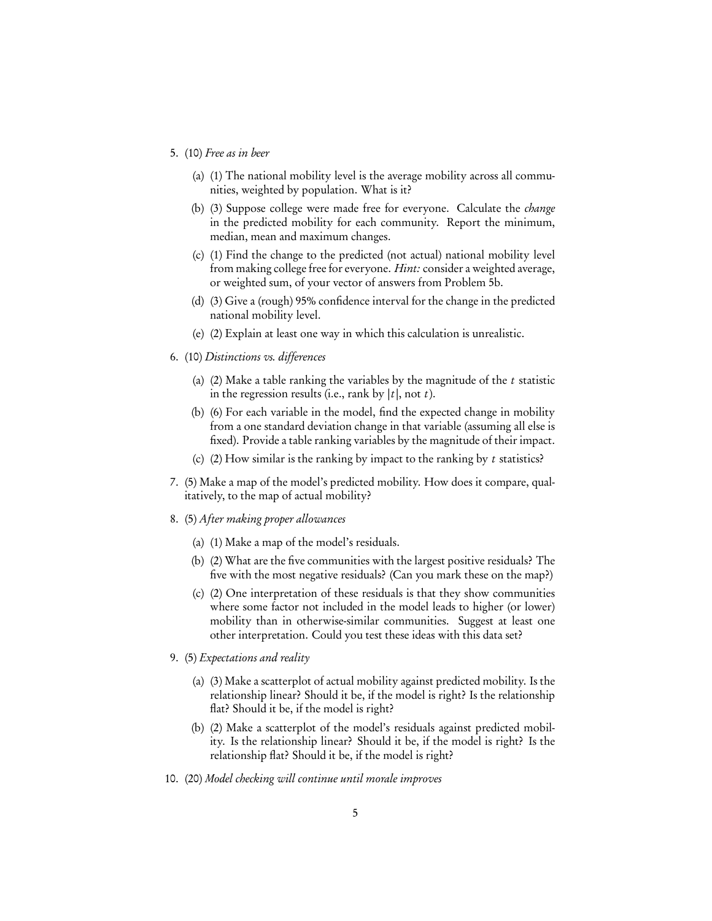5. (10) *Free as in beer*

   (a) (1) The national mobility level is the average mobility across all communities, weighted by population. What is it?

   (b) (3) Suppose college were made free for everyone. Calculate the *change* in the predicted mobility for each community. Report the minimum, median, mean and maximum changes.

   (c) (1) Find the change to the predicted (not actual) national mobility level from making college free for everyone. *Hint:* consider a weighted average, or weighted sum, of your vector of answers from Problem 5b.

   (d) (3) Give a (rough) 95% confidence interval for the change in the predicted national mobility level.

   (e) (2) Explain at least one way in which this calculation is unrealistic.

6. (10) *Distinctions vs. differences*

   (a) (2) Make a table ranking the variables by the magnitude of the $t$ statistic in the regression results (i.e., rank by $|t|$, not $t$).

   (b) (6) For each variable in the model, find the expected change in mobility from a one standard deviation change in that variable (assuming all else is fixed). Provide a table ranking variables by the magnitude of their impact.

   (c) (2) How similar is the ranking by impact to the ranking by $t$ statistics?

7. (5) Make a map of the model's predicted mobility. How does it compare, qualitatively, to the map of actual mobility?

8. (5) *After making proper allowances*

   (a) (1) Make a map of the model's residuals.

   (b) (2) What are the five communities with the largest positive residuals? The five with the most negative residuals? (Can you mark these on the map?)

   (c) (2) One interpretation of these residuals is that they show communities where some factor not included in the model leads to higher (or lower) mobility than in otherwise-similar communities. Suggest at least one other interpretation. Could you test these ideas with this data set?

9. (5) *Expectations and reality*

   (a) (3) Make a scatterplot of actual mobility against predicted mobility. Is the relationship linear? Should it be, if the model is right? Is the relationship flat? Should it be, if the model is right?

   (b) (2) Make a scatterplot of the model's residuals against predicted mobility. Is the relationship linear? Should it be, if the model is right? Is the relationship flat? Should it be, if the model is right?

10. (20) *Model checking will continue until morale improves*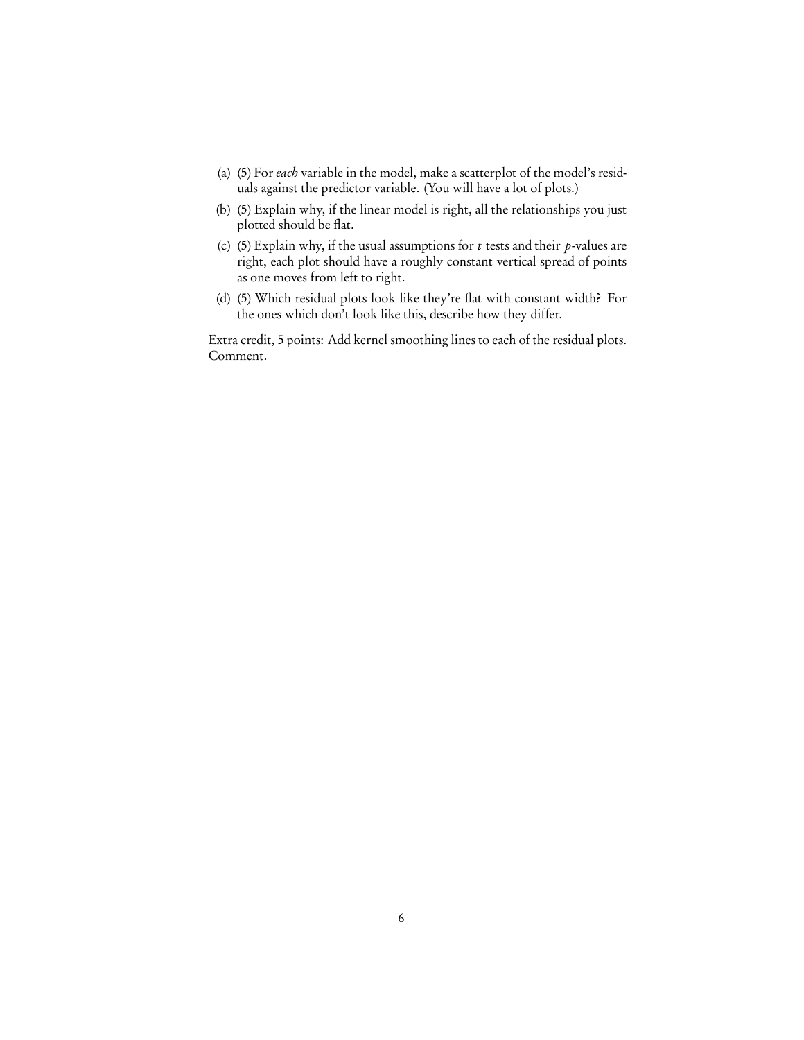(a) (5) For *each* variable in the model, make a scatterplot of the model's residuals against the predictor variable. (You will have a lot of plots.)

(b) (5) Explain why, if the linear model is right, all the relationships you just plotted should be flat.

(c) (5) Explain why, if the usual assumptions for $t$ tests and their $p$-values are right, each plot should have a roughly constant vertical spread of points as one moves from left to right.

(d) (5) Which residual plots look like they're flat with constant width? For the ones which don't look like this, describe how they differ.

Extra credit, 5 points: Add kernel smoothing lines to each of the residual plots. Comment.